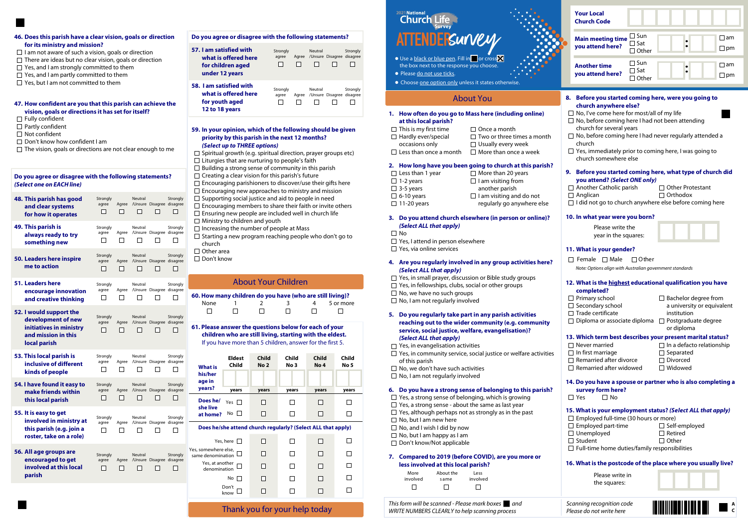# 2021 National Church Life Survey

# ATTENDER survey

- Use a black or blue pen. Fill in ■ or cross ☒ the box next to the response you choose.
- Please do not use ticks.
- Choose one option only unless it states otherwise.

| | |
|---|---|
| **Your Local Church Code** | |
| **Main meeting time you attend here?** | ☐ Sun ☐ Sat ☐ Other ___ : ___ ☐ am ☐ pm |
| **Another time you attend here?** | ☐ Sun ☐ Sat ☐ Other ___ : ___ ☐ am ☐ pm |

## About You

**1. How often do you go to Mass here (including online) at this local parish?**
- ☐ This is my first time
- ☐ Hardly ever/special occasions only
- ☐ Less than once a month
- ☐ Once a month
- ☐ Two or three times a month
- ☐ Usually every week
- ☐ More than once a week

**2. How long have you been going to church at this parish?**
- ☐ Less than 1 year
- ☐ 1-2 years
- ☐ 3-5 years
- ☐ 6-10 years
- ☐ 11-20 years
- ☐ More than 20 years
- ☐ I am visiting from another parish
- ☐ I am visiting and do not regularly go anywhere else

**3. Do you attend church elsewhere (in person or online)? *(Select ALL that apply)***
- ☐ No
- ☐ Yes, I attend in person elsewhere
- ☐ Yes, via online services

**4. Are you regularly involved in any group activities here? *(Select ALL that apply)***
- ☐ Yes, in small prayer, discussion or Bible study groups
- ☐ Yes, in fellowships, clubs, social or other groups
- ☐ No, we have no such groups
- ☐ No, I am not regularly involved

**5. Do you regularly take part in any parish activities reaching out to the wider community (e.g. community service, social justice, welfare, evangelisation)? *(Select ALL that apply)***
- ☐ Yes, in evangelisation activities
- ☐ Yes, in community service, social justice or welfare activities of this parish
- ☐ No, we don't have such activities
- ☐ No, I am not regularly involved

**6. Do you have a strong sense of belonging to this parish?**
- ☐ Yes, a strong sense of belonging, which is growing
- ☐ Yes, a strong sense - about the same as last year
- ☐ Yes, although perhaps not as strongly as in the past
- ☐ No, but I am new here
- ☐ No, and I wish I did by now
- ☐ No, but I am happy as I am
- ☐ Don't know/Not applicable

**7. Compared to 2019 (before COVID), are you more or less involved at this local parish?**

| More involved | About the same | Less involved |
|---|---|---|
| ☐ | ☐ | ☐ |

**8. Before you started coming here, were you going to church anywhere else?**
- ☐ No, I've come here for most/all of my life
- ☐ No, before coming here I had not been attending church for several years
- ☐ No, before coming here I had never regularly attended a church
- ☐ Yes, immediately prior to coming here, I was going to church somewhere else

**9. Before you started coming here, what type of church did you attend? *(Select ONE only)***
- ☐ Another Catholic parish
- ☐ Anglican
- ☐ Other Protestant
- ☐ Orthodox
- ☐ I did not go to church anywhere else before coming here

**10. In what year were you born?**

Please write the year in the squares: ☐☐☐☐

**11. What is your gender?**

☐ Female ☐ Male ☐ Other

*Note: Options align with Australian government standards*

**12. What is the highest educational qualification you have completed?**
- ☐ Primary school
- ☐ Secondary school
- ☐ Trade certificate
- ☐ Diploma or associate diploma
- ☐ Bachelor degree from a university or equivalent institution
- ☐ Postgraduate degree or diploma

**13. Which term best describes your present marital status?**
- ☐ Never married
- ☐ In first marriage
- ☐ Remarried after divorce
- ☐ Remarried after widowed
- ☐ In a defacto relationship
- ☐ Separated
- ☐ Divorced
- ☐ Widowed

**14. Do you have a spouse or partner who is also completing a survey form here?**

☐ Yes ☐ No

**15. What is your employment status? *(Select ALL that apply)***
- ☐ Employed full-time (30 hours or more)
- ☐ Employed part-time
- ☐ Unemployed
- ☐ Student
- ☐ Full-time home duties/family responsibilities
- ☐ Self-employed
- ☐ Retired
- ☐ Other

**16. What is the postcode of the place where you usually live?**

Please write in the squares: ☐☐☐☐

*This form will be scanned - Please mark boxes ■ and WRITE NUMBERS CLEARLY to help scanning process*

*Scanning recognition code Please do not write here*

---

**46. Does this parish have a clear vision, goals or direction for its ministry and mission?**
- ☐ I am not aware of such a vision, goals or direction
- ☐ There are ideas but no clear vision, goals or direction
- ☐ Yes, and I am strongly committed to them
- ☐ Yes, and I am partly committed to them
- ☐ Yes, but I am not committed to them

**47. How confident are you that this parish can achieve the vision, goals or directions it has set for itself?**
- ☐ Fully confident
- ☐ Partly confident
- ☐ Not confident
- ☐ Don't know how confident I am
- ☐ The vision, goals or directions are not clear enough to me

**Do you agree or disagree with the following statements?** *(Select one on EACH line)*

| | Strongly agree | Agree | Neutral /Unsure | Disagree | Strongly disagree |
|---|---|---|---|---|---|
| **48. This parish has good and clear systems for how it operates** | ☐ | ☐ | ☐ | ☐ | ☐ |
| **49. This parish is always ready to try something new** | ☐ | ☐ | ☐ | ☐ | ☐ |
| **50. Leaders here inspire me to action** | ☐ | ☐ | ☐ | ☐ | ☐ |
| **51. Leaders here encourage innovation and creative thinking** | ☐ | ☐ | ☐ | ☐ | ☐ |
| **52. I would support the development of new initiatives in ministry and mission in this local parish** | ☐ | ☐ | ☐ | ☐ | ☐ |
| **53. This local parish is inclusive of different kinds of people** | ☐ | ☐ | ☐ | ☐ | ☐ |
| **54. I have found it easy to make friends within this local parish** | ☐ | ☐ | ☐ | ☐ | ☐ |
| **55. It is easy to get involved in ministry at this parish (e.g. join a roster, take on a role)** | ☐ | ☐ | ☐ | ☐ | ☐ |
| **56. All age groups are encouraged to get involved at this local parish** | ☐ | ☐ | ☐ | ☐ | ☐ |

**Do you agree or disagree with the following statements?**

| | Strongly agree | Agree | Neutral /Unsure | Disagree | Strongly disagree |
|---|---|---|---|---|---|
| **57. I am satisfied with what is offered here for children aged under 12 years** | ☐ | ☐ | ☐ | ☐ | ☐ |
| **58. I am satisfied with what is offered here for youth aged 12 to 18 years** | ☐ | ☐ | ☐ | ☐ | ☐ |

**59. In your opinion, which of the following should be given priority by this parish in the next 12 months? *(Select up to THREE options)***
- ☐ Spiritual growth (e.g. spiritual direction, prayer groups etc)
- ☐ Liturgies that are nurturing to people's faith
- ☐ Building a strong sense of community in this parish
- ☐ Creating a clear vision for this parish's future
- ☐ Encouraging parishioners to discover/use their gifts here
- ☐ Encouraging new approaches to ministry and mission
- ☐ Supporting social justice and aid to people in need
- ☐ Encouraging members to share their faith or invite others
- ☐ Ensuring new people are included well in church life
- ☐ Ministry to children and youth
- ☐ Increasing the number of people at Mass
- ☐ Starting a new program reaching people who don't go to church
- ☐ Other area
- ☐ Don't know

## About Your Children

**60. How many children do you have (who are still living)?**

| None | 1 | 2 | 3 | 4 | 5 or more |
|---|---|---|---|---|---|
| ☐ | ☐ | ☐ | ☐ | ☐ | ☐ |

**61. Please answer the questions below for each of your children who are still living, starting with the eldest.**
If you have more than 5 children, answer for the first 5.

| | | Eldest Child | Child No 2 | Child No 3 | Child No 4 | Child No 5 |
|---|---|---|---|---|---|---|
| **What is his/her age in years?** | | years | years | years | years | years |
| **Does he/she live at home?** | Yes | ☐ | ☐ | ☐ | ☐ | ☐ |
| | No | ☐ | ☐ | ☐ | ☐ | ☐ |
| **Does he/she attend church regularly? (Select ALL that apply)** | | | | | | |
| | Yes, here | ☐ | ☐ | ☐ | ☐ | ☐ |
| | Yes, somewhere else, same denomination | ☐ | ☐ | ☐ | ☐ | ☐ |
| | Yes, at another denomination | ☐ | ☐ | ☐ | ☐ | ☐ |
| | No | ☐ | ☐ | ☐ | ☐ | ☐ |
| | Don't know | ☐ | ☐ | ☐ | ☐ | ☐ |

**Thank you for your help today**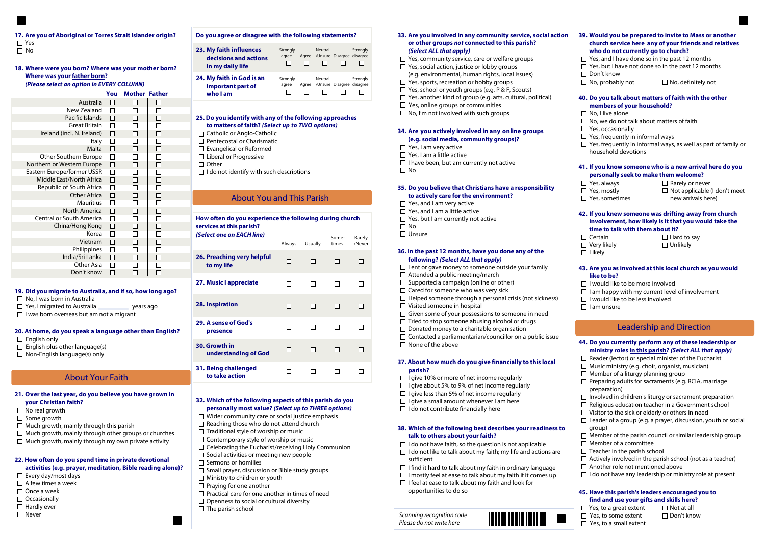**17. Are you of Aboriginal or Torres Strait Islander origin?**

☐ Yes
☐ No

**18. Where were you born? Where was your mother born? Where was your father born?**
***(Please select an option in EVERY COLUMN)***

| | You | Mother | Father |
|---|---|---|---|
| Australia | ☐ | ☐ | ☐ |
| New Zealand | ☐ | ☐ | ☐ |
| Pacific Islands | ☐ | ☐ | ☐ |
| Great Britain | ☐ | ☐ | ☐ |
| Ireland (incl. N. Ireland) | ☐ | ☐ | ☐ |
| Italy | ☐ | ☐ | ☐ |
| Malta | ☐ | ☐ | ☐ |
| Other Southern Europe | ☐ | ☐ | ☐ |
| Northern or Western Europe | ☐ | ☐ | ☐ |
| Eastern Europe/former USSR | ☐ | ☐ | ☐ |
| Middle East/North Africa | ☐ | ☐ | ☐ |
| Republic of South Africa | ☐ | ☐ | ☐ |
| Other Africa | ☐ | ☐ | ☐ |
| Mauritius | ☐ | ☐ | ☐ |
| North America | ☐ | ☐ | ☐ |
| Central or South America | ☐ | ☐ | ☐ |
| China/Hong Kong | ☐ | ☐ | ☐ |
| Korea | ☐ | ☐ | ☐ |
| Vietnam | ☐ | ☐ | ☐ |
| Philippines | ☐ | ☐ | ☐ |
| India/Sri Lanka | ☐ | ☐ | ☐ |
| Other Asia | ☐ | ☐ | ☐ |
| Don't know | ☐ | ☐ | ☐ |

**19. Did you migrate to Australia, and if so, how long ago?**

☐ No, I was born in Australia
☐ Yes, I migrated to Australia ________ years ago
☐ I was born overseas but am not a migrant

**20. At home, do you speak a language other than English?**

☐ English only
☐ English plus other language(s)
☐ Non-English language(s) only

## About Your Faith

**21. Over the last year, do you believe you have grown in your Christian faith?**

☐ No real growth
☐ Some growth
☐ Much growth, mainly through this parish
☐ Much growth, mainly through other groups or churches
☐ Much growth, mainly through my own private activity

**22. How often do you spend time in private devotional activities (e.g. prayer, meditation, Bible reading alone)?**

☐ Every day/most days
☐ A few times a week
☐ Once a week
☐ Occasionally
☐ Hardly ever
☐ Never

**Do you agree or disagree with the following statements?**

| | Strongly agree | Agree | Neutral /Unsure | Disagree | Strongly disagree |
|---|---|---|---|---|---|
| **23. My faith influences decisions and actions in my daily life** | ☐ | ☐ | ☐ | ☐ | ☐ |
| **24. My faith in God is an important part of who I am** | ☐ | ☐ | ☐ | ☐ | ☐ |

**25. Do you identify with any of the following approaches to matters of faith? *(Select up to TWO options)***

☐ Catholic or Anglo-Catholic
☐ Pentecostal or Charismatic
☐ Evangelical or Reformed
☐ Liberal or Progressive
☐ Other
☐ I do not identify with such descriptions

## About You and This Parish

**How often do you experience the following during church services at this parish?**
***(Select one on EACH line)***

| | Always | Usually | Some-times | Rarely /Never |
|---|---|---|---|---|
| **26. Preaching very helpful to my life** | ☐ | ☐ | ☐ | ☐ |
| **27. Music I appreciate** | ☐ | ☐ | ☐ | ☐ |
| **28. Inspiration** | ☐ | ☐ | ☐ | ☐ |
| **29. A sense of God's presence** | ☐ | ☐ | ☐ | ☐ |
| **30. Growth in understanding of God** | ☐ | ☐ | ☐ | ☐ |
| **31. Being challenged to take action** | ☐ | ☐ | ☐ | ☐ |

**32. Which of the following aspects of this parish do you personally most value? *(Select up to THREE options)***

☐ Wider community care or social justice emphasis
☐ Reaching those who do not attend church
☐ Traditional style of worship or music
☐ Contemporary style of worship or music
☐ Celebrating the Eucharist/receiving Holy Communion
☐ Social activities or meeting new people
☐ Sermons or homilies
☐ Small prayer, discussion or Bible study groups
☐ Ministry to children or youth
☐ Praying for one another
☐ Practical care for one another in times of need
☐ Openness to social or cultural diversity
☐ The parish school

**33. Are you involved in any community service, social action or other groups *not* connected to this parish?**
***(Select ALL that apply)***

☐ Yes, community service, care or welfare groups
☐ Yes, social action, justice or lobby groups (e.g. environmental, human rights, local issues)
☐ Yes, sports, recreation or hobby groups
☐ Yes, school or youth groups (e.g. P & F, Scouts)
☐ Yes, another kind of group (e.g. arts, cultural, political)
☐ Yes, online groups or communities
☐ No, I'm not involved with such groups

**34. Are you actively involved in any online groups (e.g. social media, community groups)?**

☐ Yes, I am very active
☐ Yes, I am a little active
☐ I have been, but am currently not active
☐ No

**35. Do you believe that Christians have a responsibility to actively care for the environment?**

☐ Yes, and I am very active
☐ Yes, and I am a little active
☐ Yes, but I am currently not active
☐ No
☐ Unsure

**36. In the past 12 months, have you done any of the following? *(Select ALL that apply)***

☐ Lent or gave money to someone outside your family
☐ Attended a public meeting/march
☐ Supported a campaign (online or other)
☐ Cared for someone who was very sick
☐ Helped someone through a personal crisis (not sickness)
☐ Visited someone in hospital
☐ Given some of your possessions to someone in need
☐ Tried to stop someone abusing alcohol or drugs
☐ Donated money to a charitable organisation
☐ Contacted a parliamentarian/councillor on a public issue
☐ None of the above

**37. About how much do you give financially to this local parish?**

☐ I give 10% or more of net income regularly
☐ I give about 5% to 9% of net income regularly
☐ I give less than 5% of net income regularly
☐ I give a small amount whenever I am here
☐ I do not contribute financially here

**38. Which of the following best describes your readiness to talk to others about your faith?**

☐ I do not have faith, so the question is not applicable
☐ I do not like to talk about my faith; my life and actions are sufficient
☐ I find it hard to talk about my faith in ordinary language
☐ I mostly feel at ease to talk about my faith if it comes up
☐ I feel at ease to talk about my faith and look for opportunities to do so

*Scanning recognition code*
*Please do not write here*

**39. Would you be prepared to invite to Mass or another church service here any of your friends and relatives who do not currently go to church?**

☐ Yes, and I have done so in the past 12 months
☐ Yes, but I have not done so in the past 12 months
☐ Don't know
☐ No, probably not
☐ No, definitely not

**40. Do you talk about matters of faith with the other members of your household?**

☐ No, I live alone
☐ No, we do not talk about matters of faith
☐ Yes, occasionally
☐ Yes, frequently in informal ways
☐ Yes, frequently in informal ways, as well as part of family or household devotions

**41. If you know someone who is a new arrival here do you personally seek to make them welcome?**

☐ Yes, always
☐ Yes, mostly
☐ Yes, sometimes
☐ Rarely or never
☐ Not applicable (I don't meet new arrivals here)

**42. If you knew someone was drifting away from church involvement, how likely is it that you would take the time to talk with them about it?**

☐ Certain
☐ Very likely
☐ Likely
☐ Hard to say
☐ Unlikely

**43. Are you as involved at this local church as you would like to be?**

☐ I would like to be more involved
☐ I am happy with my current level of involvement
☐ I would like to be less involved
☐ I am unsure

## Leadership and Direction

**44. Do you currently perform any of these leadership or ministry roles in this parish? *(Select ALL that apply)***

☐ Reader (lector) or special minister of the Eucharist
☐ Music ministry (e.g. choir, organist, musician)
☐ Member of a liturgy planning group
☐ Preparing adults for sacraments (e.g. RCIA, marriage preparation)
☐ Involved in children's liturgy or sacrament preparation
☐ Religious education teacher in a Government school
☐ Visitor to the sick or elderly or others in need
☐ Leader of a group (e.g. a prayer, discussion, youth or social group)
☐ Member of the parish council or similar leadership group
☐ Member of a committee
☐ Teacher in the parish school
☐ Actively involved in the parish school (not as a teacher)
☐ Another role not mentioned above
☐ I do not have any leadership or ministry role at present

**45. Have this parish's leaders encouraged you to find and use your gifts and skills here?**

☐ Yes, to a great extent
☐ Yes, to some extent
☐ Yes, to a small extent
☐ Not at all
☐ Don't know